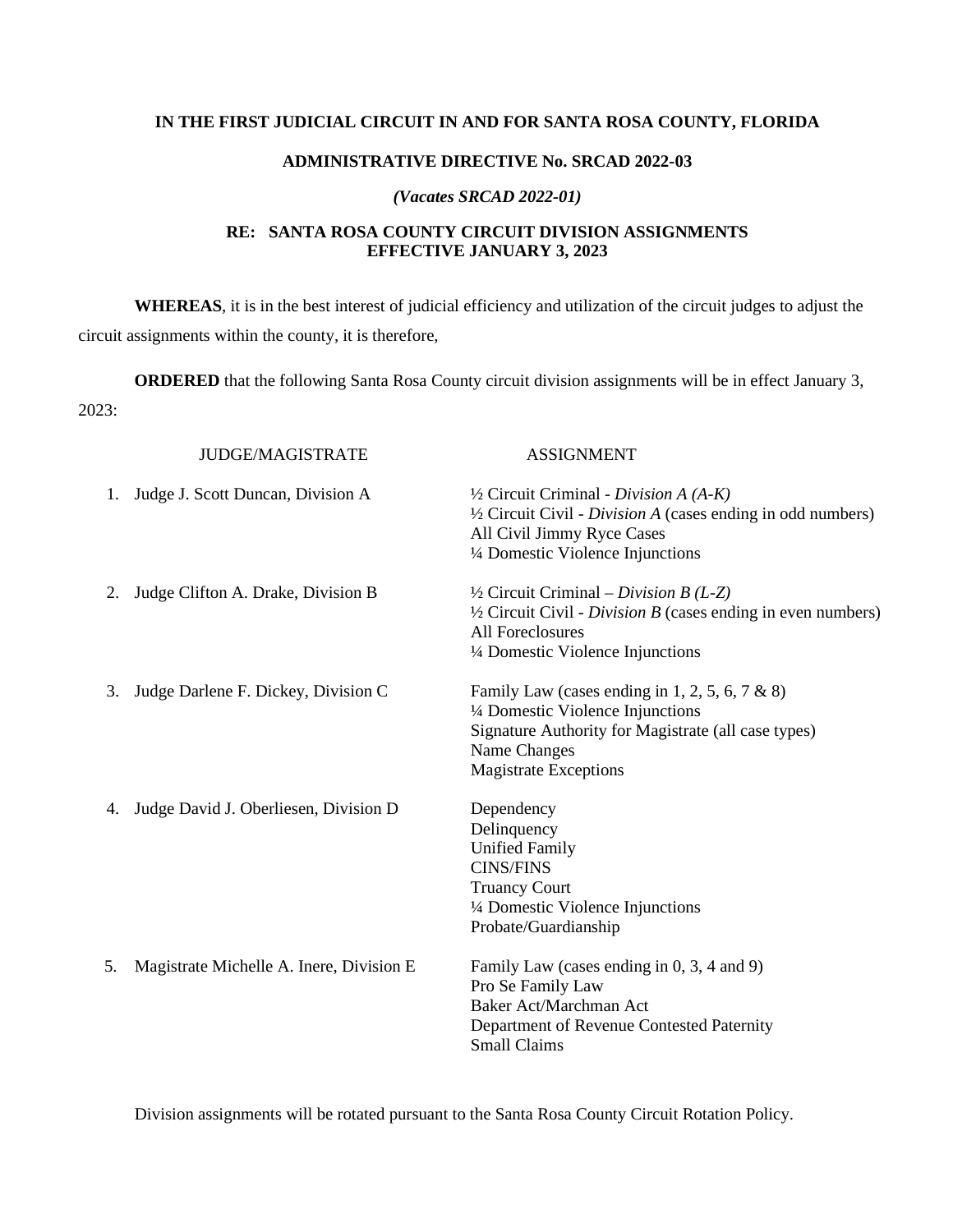**IN THE FIRST JUDICIAL CIRCUIT IN AND FOR SANTA ROSA COUNTY, FLORIDA**

**ADMINISTRATIVE DIRECTIVE No. SRCAD 2022-03**

***(Vacates SRCAD 2022-01)***

**RE: SANTA ROSA COUNTY CIRCUIT DIVISION ASSIGNMENTS EFFECTIVE JANUARY 3, 2023**

**WHEREAS**, it is in the best interest of judicial efficiency and utilization of the circuit judges to adjust the circuit assignments within the county, it is therefore,

**ORDERED** that the following Santa Rosa County circuit division assignments will be in effect January 3, 2023:

| JUDGE/MAGISTRATE | ASSIGNMENT |
| --- | --- |
| 1. Judge J. Scott Duncan, Division A | ½ Circuit Criminal - *Division A (A-K)*<br>½ Circuit Civil - *Division A* (cases ending in odd numbers)<br>All Civil Jimmy Ryce Cases<br>¼ Domestic Violence Injunctions |
| 2. Judge Clifton A. Drake, Division B | ½ Circuit Criminal – *Division B (L-Z)*<br>½ Circuit Civil - *Division B* (cases ending in even numbers)<br>All Foreclosures<br>¼ Domestic Violence Injunctions |
| 3. Judge Darlene F. Dickey, Division C | Family Law (cases ending in 1, 2, 5, 6, 7 & 8)<br>¼ Domestic Violence Injunctions<br>Signature Authority for Magistrate (all case types)<br>Name Changes<br>Magistrate Exceptions |
| 4. Judge David J. Oberliesen, Division D | Dependency<br>Delinquency<br>Unified Family<br>CINS/FINS<br>Truancy Court<br>¼ Domestic Violence Injunctions<br>Probate/Guardianship |
| 5. Magistrate Michelle A. Inere, Division E | Family Law (cases ending in 0, 3, 4 and 9)<br>Pro Se Family Law<br>Baker Act/Marchman Act<br>Department of Revenue Contested Paternity<br>Small Claims |

Division assignments will be rotated pursuant to the Santa Rosa County Circuit Rotation Policy.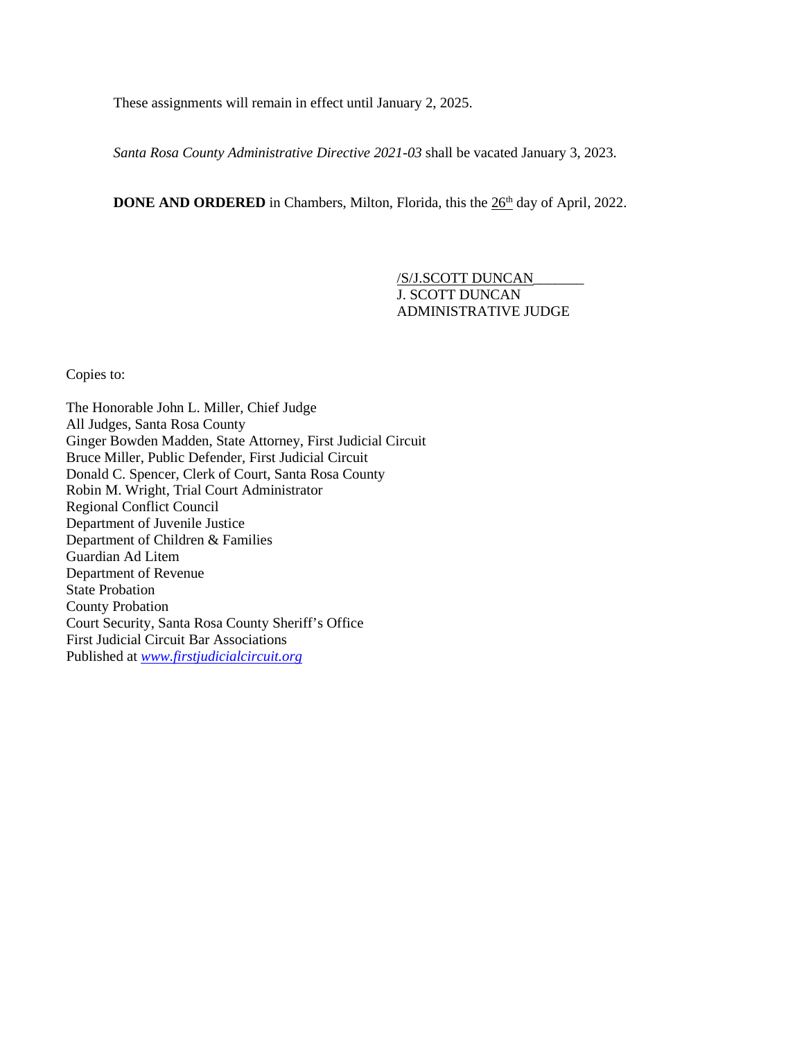These assignments will remain in effect until January 2, 2025.

*Santa Rosa County Administrative Directive 2021-03* shall be vacated January 3, 2023.

**DONE AND ORDERED** in Chambers, Milton, Florida, this the 26th day of April, 2022.

/S/J.SCOTT DUNCAN_______
J. SCOTT DUNCAN
ADMINISTRATIVE JUDGE

Copies to:

The Honorable John L. Miller, Chief Judge
All Judges, Santa Rosa County
Ginger Bowden Madden, State Attorney, First Judicial Circuit
Bruce Miller, Public Defender, First Judicial Circuit
Donald C. Spencer, Clerk of Court, Santa Rosa County
Robin M. Wright, Trial Court Administrator
Regional Conflict Council
Department of Juvenile Justice
Department of Children & Families
Guardian Ad Litem
Department of Revenue
State Probation
County Probation
Court Security, Santa Rosa County Sheriff's Office
First Judicial Circuit Bar Associations
Published at *www.firstjudicialcircuit.org*